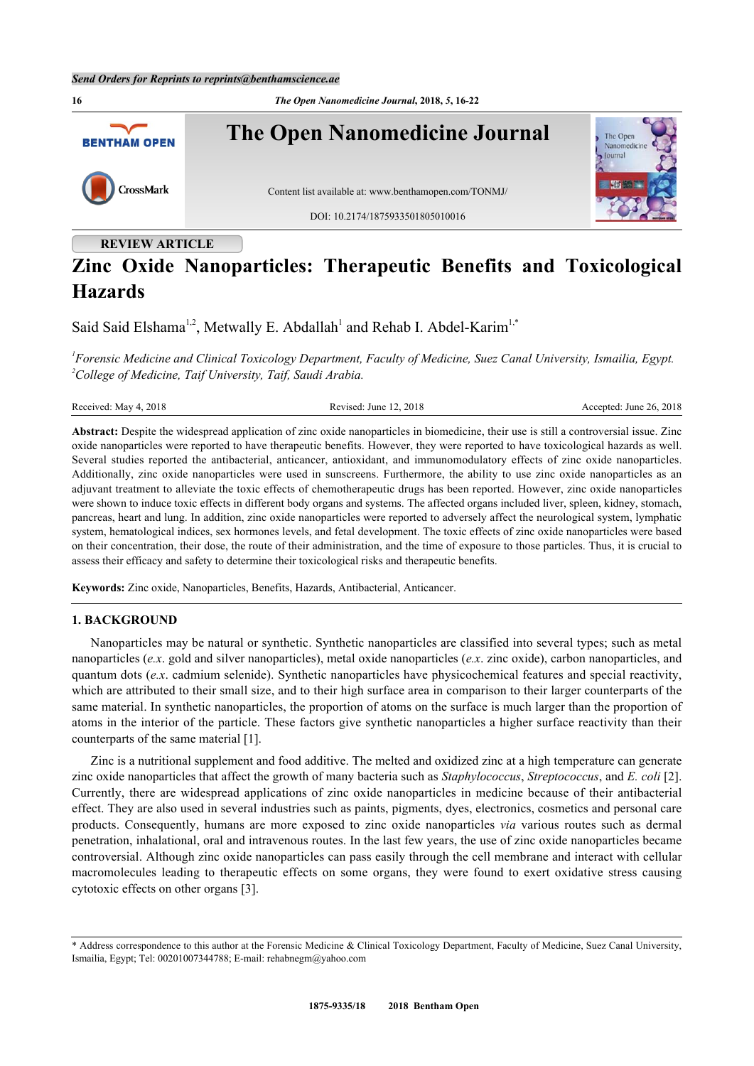REVIEW ARTICLE

# Zinc Oxide Nanoparticles: Therapeutic Benefits and Toxicological Hazards

Said Said Elshama[1,2], Metwally E. Abdallah[1] and Rehab I. Abdel-Karim[1,*]

[1]*Forensic Medicine and Clinical Toxicology Department, Faculty of Medicine, Suez Canal University, Ismailia, Egypt.*
[2]*College of Medicine, Taif University, Taif, Saudi Arabia.*

Received: May 4, 2018 | Revised: June 12, 2018 | Accepted: June 26, 2018

**Abstract:** Despite the widespread application of zinc oxide nanoparticles in biomedicine, their use is still a controversial issue. Zinc oxide nanoparticles were reported to have therapeutic benefits. However, they were reported to have toxicological hazards as well. Several studies reported the antibacterial, anticancer, antioxidant, and immunomodulatory effects of zinc oxide nanoparticles. Additionally, zinc oxide nanoparticles were used in sunscreens. Furthermore, the ability to use zinc oxide nanoparticles as an adjuvant treatment to alleviate the toxic effects of chemotherapeutic drugs has been reported. However, zinc oxide nanoparticles were shown to induce toxic effects in different body organs and systems. The affected organs included liver, spleen, kidney, stomach, pancreas, heart and lung. In addition, zinc oxide nanoparticles were reported to adversely affect the neurological system, lymphatic system, hematological indices, sex hormones levels, and fetal development. The toxic effects of zinc oxide nanoparticles were based on their concentration, their dose, the route of their administration, and the time of exposure to those particles. Thus, it is crucial to assess their efficacy and safety to determine their toxicological risks and therapeutic benefits.

**Keywords:** Zinc oxide, Nanoparticles, Benefits, Hazards, Antibacterial, Anticancer.

## 1. BACKGROUND

Nanoparticles may be natural or synthetic. Synthetic nanoparticles are classified into several types; such as metal nanoparticles (*e.x*. gold and silver nanoparticles), metal oxide nanoparticles (*e.x*. zinc oxide), carbon nanoparticles, and quantum dots (*e.x*. cadmium selenide). Synthetic nanoparticles have physicochemical features and special reactivity, which are attributed to their small size, and to their high surface area in comparison to their larger counterparts of the same material. In synthetic nanoparticles, the proportion of atoms on the surface is much larger than the proportion of atoms in the interior of the particle. These factors give synthetic nanoparticles a higher surface reactivity than their counterparts of the same material [1].

Zinc is a nutritional supplement and food additive. The melted and oxidized zinc at a high temperature can generate zinc oxide nanoparticles that affect the growth of many bacteria such as *Staphylococcus*, *Streptococcus*, and *E. coli* [2]. Currently, there are widespread applications of zinc oxide nanoparticles in medicine because of their antibacterial effect. They are also used in several industries such as paints, pigments, dyes, electronics, cosmetics and personal care products. Consequently, humans are more exposed to zinc oxide nanoparticles *via* various routes such as dermal penetration, inhalational, oral and intravenous routes. In the last few years, the use of zinc oxide nanoparticles became controversial. Although zinc oxide nanoparticles can pass easily through the cell membrane and interact with cellular macromolecules leading to therapeutic effects on some organs, they were found to exert oxidative stress causing cytotoxic effects on other organs [3].

---

\* Address correspondence to this author at the Forensic Medicine & Clinical Toxicology Department, Faculty of Medicine, Suez Canal University, Ismailia, Egypt; Tel: 00201007344788; E-mail: rehabnegm@yahoo.com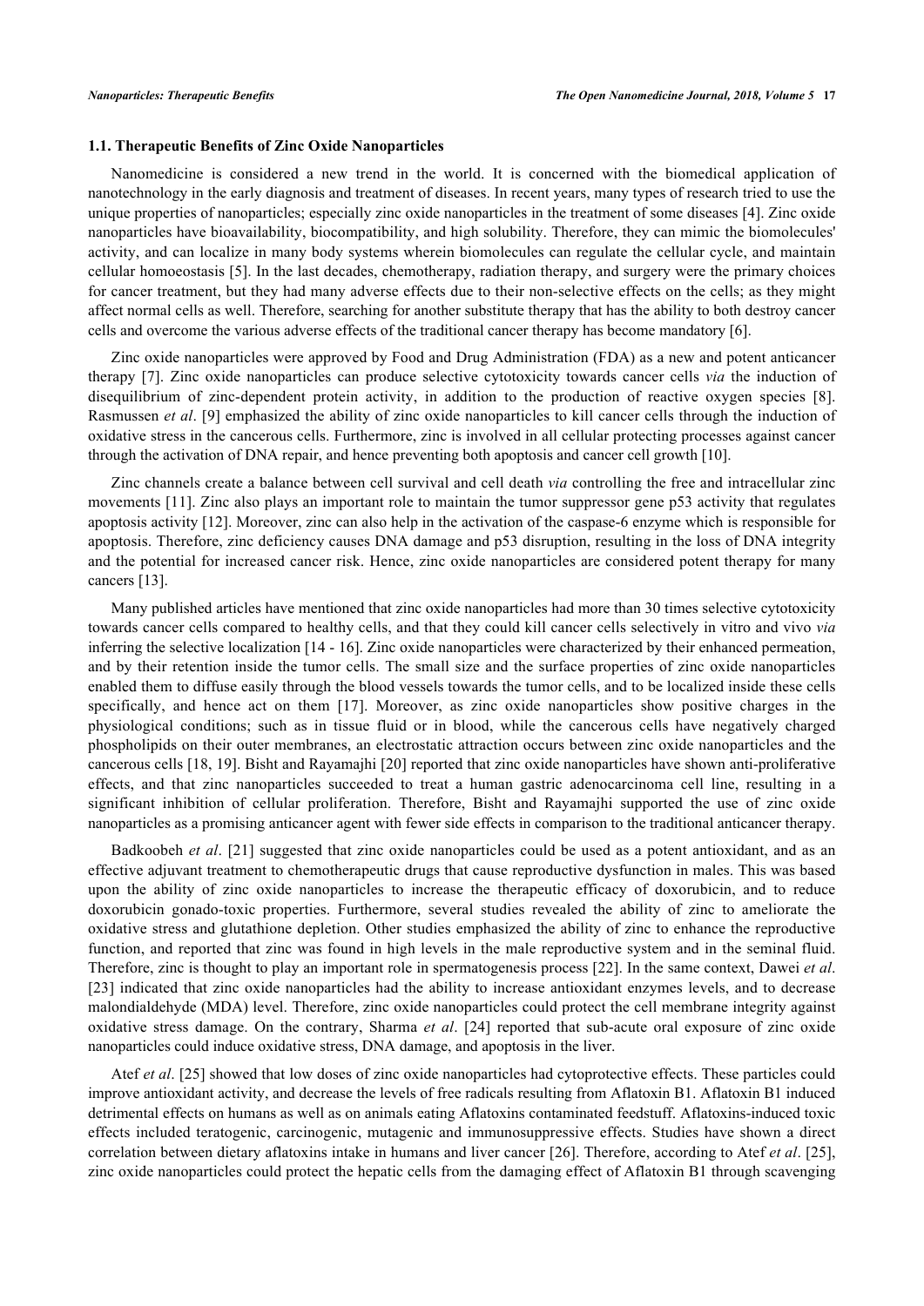### 1.1. Therapeutic Benefits of Zinc Oxide Nanoparticles

Nanomedicine is considered a new trend in the world. It is concerned with the biomedical application of nanotechnology in the early diagnosis and treatment of diseases. In recent years, many types of research tried to use the unique properties of nanoparticles; especially zinc oxide nanoparticles in the treatment of some diseases [4]. Zinc oxide nanoparticles have bioavailability, biocompatibility, and high solubility. Therefore, they can mimic the biomolecules' activity, and can localize in many body systems wherein biomolecules can regulate the cellular cycle, and maintain cellular homoeostasis [5]. In the last decades, chemotherapy, radiation therapy, and surgery were the primary choices for cancer treatment, but they had many adverse effects due to their non-selective effects on the cells; as they might affect normal cells as well. Therefore, searching for another substitute therapy that has the ability to both destroy cancer cells and overcome the various adverse effects of the traditional cancer therapy has become mandatory [6].

Zinc oxide nanoparticles were approved by Food and Drug Administration (FDA) as a new and potent anticancer therapy [7]. Zinc oxide nanoparticles can produce selective cytotoxicity towards cancer cells *via* the induction of disequilibrium of zinc-dependent protein activity, in addition to the production of reactive oxygen species [8]. Rasmussen *et al*. [9] emphasized the ability of zinc oxide nanoparticles to kill cancer cells through the induction of oxidative stress in the cancerous cells. Furthermore, zinc is involved in all cellular protecting processes against cancer through the activation of DNA repair, and hence preventing both apoptosis and cancer cell growth [10].

Zinc channels create a balance between cell survival and cell death *via* controlling the free and intracellular zinc movements [11]. Zinc also plays an important role to maintain the tumor suppressor gene p53 activity that regulates apoptosis activity [12]. Moreover, zinc can also help in the activation of the caspase-6 enzyme which is responsible for apoptosis. Therefore, zinc deficiency causes DNA damage and p53 disruption, resulting in the loss of DNA integrity and the potential for increased cancer risk. Hence, zinc oxide nanoparticles are considered potent therapy for many cancers [13].

Many published articles have mentioned that zinc oxide nanoparticles had more than 30 times selective cytotoxicity towards cancer cells compared to healthy cells, and that they could kill cancer cells selectively in vitro and vivo *via* inferring the selective localization [14 - 16]. Zinc oxide nanoparticles were characterized by their enhanced permeation, and by their retention inside the tumor cells. The small size and the surface properties of zinc oxide nanoparticles enabled them to diffuse easily through the blood vessels towards the tumor cells, and to be localized inside these cells specifically, and hence act on them [17]. Moreover, as zinc oxide nanoparticles show positive charges in the physiological conditions; such as in tissue fluid or in blood, while the cancerous cells have negatively charged phospholipids on their outer membranes, an electrostatic attraction occurs between zinc oxide nanoparticles and the cancerous cells [18, 19]. Bisht and Rayamajhi [20] reported that zinc oxide nanoparticles have shown anti-proliferative effects, and that zinc nanoparticles succeeded to treat a human gastric adenocarcinoma cell line, resulting in a significant inhibition of cellular proliferation. Therefore, Bisht and Rayamajhi supported the use of zinc oxide nanoparticles as a promising anticancer agent with fewer side effects in comparison to the traditional anticancer therapy.

Badkoobeh *et al*. [21] suggested that zinc oxide nanoparticles could be used as a potent antioxidant, and as an effective adjuvant treatment to chemotherapeutic drugs that cause reproductive dysfunction in males. This was based upon the ability of zinc oxide nanoparticles to increase the therapeutic efficacy of doxorubicin, and to reduce doxorubicin gonado-toxic properties. Furthermore, several studies revealed the ability of zinc to ameliorate the oxidative stress and glutathione depletion. Other studies emphasized the ability of zinc to enhance the reproductive function, and reported that zinc was found in high levels in the male reproductive system and in the seminal fluid. Therefore, zinc is thought to play an important role in spermatogenesis process [22]. In the same context, Dawei *et al*. [23] indicated that zinc oxide nanoparticles had the ability to increase antioxidant enzymes levels, and to decrease malondialdehyde (MDA) level. Therefore, zinc oxide nanoparticles could protect the cell membrane integrity against oxidative stress damage. On the contrary, Sharma *et al*. [24] reported that sub-acute oral exposure of zinc oxide nanoparticles could induce oxidative stress, DNA damage, and apoptosis in the liver.

Atef *et al*. [25] showed that low doses of zinc oxide nanoparticles had cytoprotective effects. These particles could improve antioxidant activity, and decrease the levels of free radicals resulting from Aflatoxin B1. Aflatoxin B1 induced detrimental effects on humans as well as on animals eating Aflatoxins contaminated feedstuff. Aflatoxins-induced toxic effects included teratogenic, carcinogenic, mutagenic and immunosuppressive effects. Studies have shown a direct correlation between dietary aflatoxins intake in humans and liver cancer [26]. Therefore, according to Atef *et al*. [25], zinc oxide nanoparticles could protect the hepatic cells from the damaging effect of Aflatoxin B1 through scavenging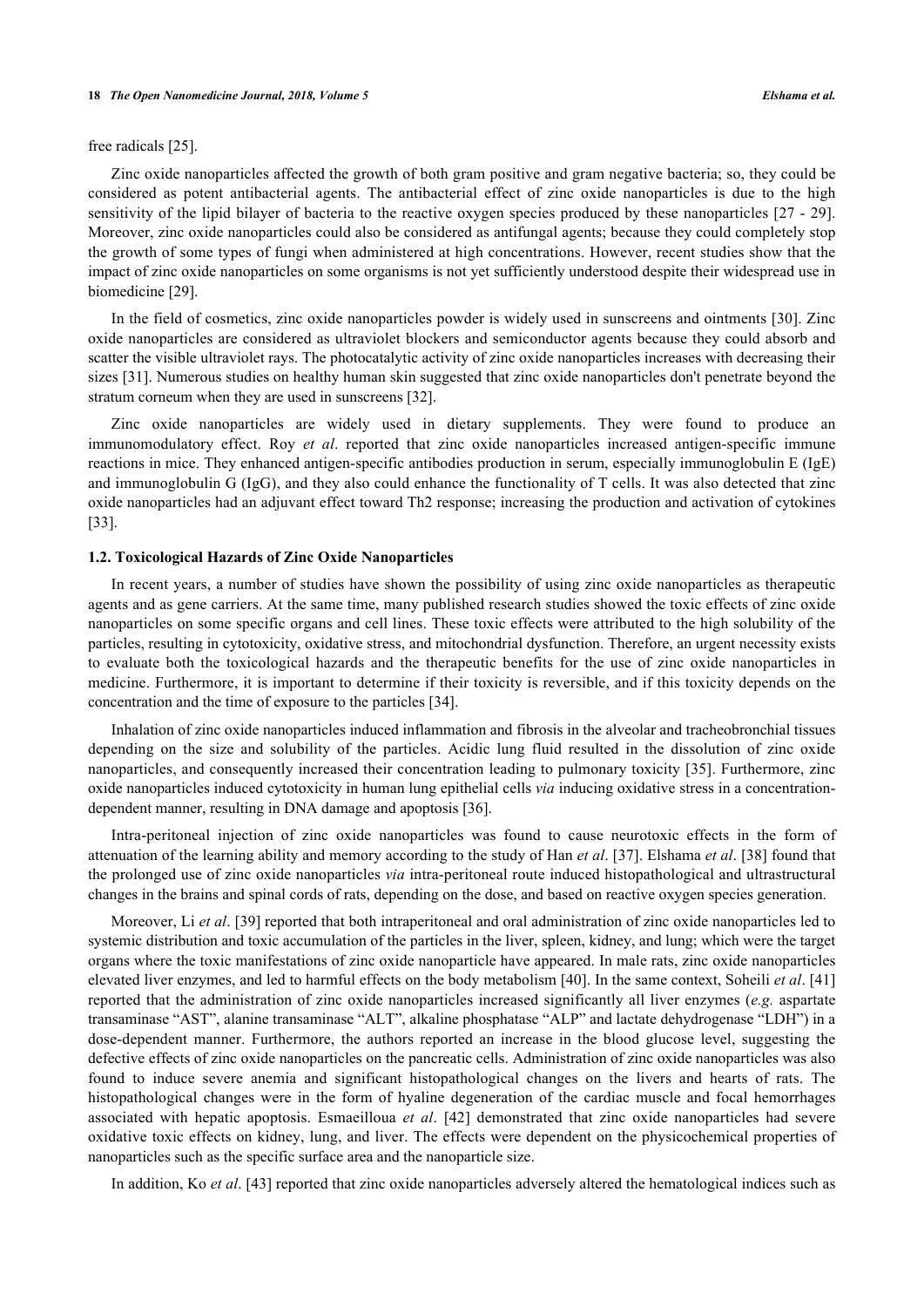free radicals [25].

Zinc oxide nanoparticles affected the growth of both gram positive and gram negative bacteria; so, they could be considered as potent antibacterial agents. The antibacterial effect of zinc oxide nanoparticles is due to the high sensitivity of the lipid bilayer of bacteria to the reactive oxygen species produced by these nanoparticles [27 - 29]. Moreover, zinc oxide nanoparticles could also be considered as antifungal agents; because they could completely stop the growth of some types of fungi when administered at high concentrations. However, recent studies show that the impact of zinc oxide nanoparticles on some organisms is not yet sufficiently understood despite their widespread use in biomedicine [29].

In the field of cosmetics, zinc oxide nanoparticles powder is widely used in sunscreens and ointments [30]. Zinc oxide nanoparticles are considered as ultraviolet blockers and semiconductor agents because they could absorb and scatter the visible ultraviolet rays. The photocatalytic activity of zinc oxide nanoparticles increases with decreasing their sizes [31]. Numerous studies on healthy human skin suggested that zinc oxide nanoparticles don't penetrate beyond the stratum corneum when they are used in sunscreens [32].

Zinc oxide nanoparticles are widely used in dietary supplements. They were found to produce an immunomodulatory effect. Roy *et al*. reported that zinc oxide nanoparticles increased antigen-specific immune reactions in mice. They enhanced antigen-specific antibodies production in serum, especially immunoglobulin E (IgE) and immunoglobulin G (IgG), and they also could enhance the functionality of T cells. It was also detected that zinc oxide nanoparticles had an adjuvant effect toward Th2 response; increasing the production and activation of cytokines [33].

### 1.2. Toxicological Hazards of Zinc Oxide Nanoparticles

In recent years, a number of studies have shown the possibility of using zinc oxide nanoparticles as therapeutic agents and as gene carriers. At the same time, many published research studies showed the toxic effects of zinc oxide nanoparticles on some specific organs and cell lines. These toxic effects were attributed to the high solubility of the particles, resulting in cytotoxicity, oxidative stress, and mitochondrial dysfunction. Therefore, an urgent necessity exists to evaluate both the toxicological hazards and the therapeutic benefits for the use of zinc oxide nanoparticles in medicine. Furthermore, it is important to determine if their toxicity is reversible, and if this toxicity depends on the concentration and the time of exposure to the particles [34].

Inhalation of zinc oxide nanoparticles induced inflammation and fibrosis in the alveolar and tracheobronchial tissues depending on the size and solubility of the particles. Acidic lung fluid resulted in the dissolution of zinc oxide nanoparticles, and consequently increased their concentration leading to pulmonary toxicity [35]. Furthermore, zinc oxide nanoparticles induced cytotoxicity in human lung epithelial cells *via* inducing oxidative stress in a concentration-dependent manner, resulting in DNA damage and apoptosis [36].

Intra-peritoneal injection of zinc oxide nanoparticles was found to cause neurotoxic effects in the form of attenuation of the learning ability and memory according to the study of Han *et al*. [37]. Elshama *et al*. [38] found that the prolonged use of zinc oxide nanoparticles *via* intra-peritoneal route induced histopathological and ultrastructural changes in the brains and spinal cords of rats, depending on the dose, and based on reactive oxygen species generation.

Moreover, Li *et al*. [39] reported that both intraperitoneal and oral administration of zinc oxide nanoparticles led to systemic distribution and toxic accumulation of the particles in the liver, spleen, kidney, and lung; which were the target organs where the toxic manifestations of zinc oxide nanoparticle have appeared. In male rats, zinc oxide nanoparticles elevated liver enzymes, and led to harmful effects on the body metabolism [40]. In the same context, Soheili *et al*. [41] reported that the administration of zinc oxide nanoparticles increased significantly all liver enzymes (*e.g.* aspartate transaminase "AST", alanine transaminase "ALT", alkaline phosphatase "ALP" and lactate dehydrogenase "LDH") in a dose-dependent manner. Furthermore, the authors reported an increase in the blood glucose level, suggesting the defective effects of zinc oxide nanoparticles on the pancreatic cells. Administration of zinc oxide nanoparticles was also found to induce severe anemia and significant histopathological changes on the livers and hearts of rats. The histopathological changes were in the form of hyaline degeneration of the cardiac muscle and focal hemorrhages associated with hepatic apoptosis. Esmaeilloua *et al*. [42] demonstrated that zinc oxide nanoparticles had severe oxidative toxic effects on kidney, lung, and liver. The effects were dependent on the physicochemical properties of nanoparticles such as the specific surface area and the nanoparticle size.

In addition, Ko *et al*. [43] reported that zinc oxide nanoparticles adversely altered the hematological indices such as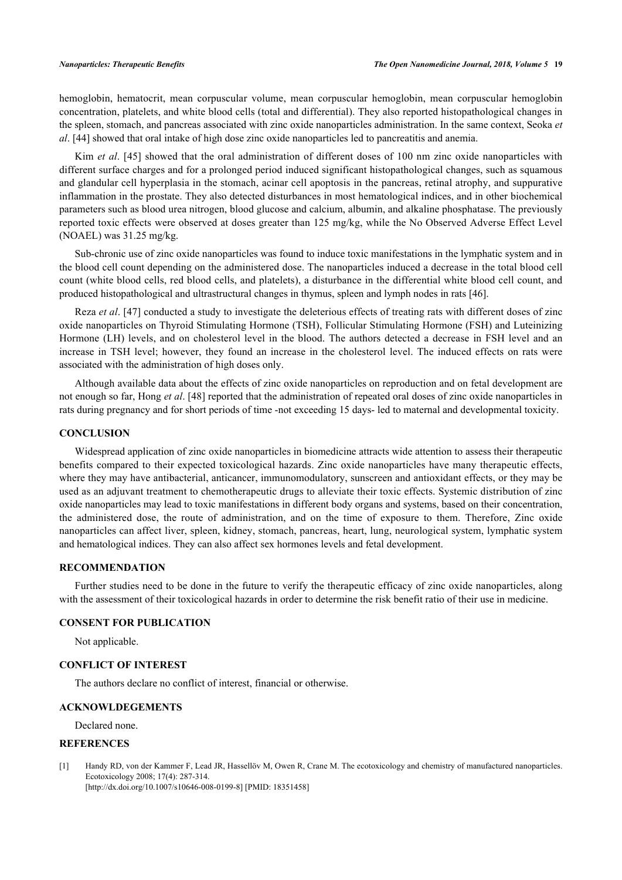hemoglobin, hematocrit, mean corpuscular volume, mean corpuscular hemoglobin, mean corpuscular hemoglobin concentration, platelets, and white blood cells (total and differential). They also reported histopathological changes in the spleen, stomach, and pancreas associated with zinc oxide nanoparticles administration. In the same context, Seoka *et al*. [44] showed that oral intake of high dose zinc oxide nanoparticles led to pancreatitis and anemia.

Kim *et al*. [45] showed that the oral administration of different doses of 100 nm zinc oxide nanoparticles with different surface charges and for a prolonged period induced significant histopathological changes, such as squamous and glandular cell hyperplasia in the stomach, acinar cell apoptosis in the pancreas, retinal atrophy, and suppurative inflammation in the prostate. They also detected disturbances in most hematological indices, and in other biochemical parameters such as blood urea nitrogen, blood glucose and calcium, albumin, and alkaline phosphatase. The previously reported toxic effects were observed at doses greater than 125 mg/kg, while the No Observed Adverse Effect Level (NOAEL) was 31.25 mg/kg.

Sub-chronic use of zinc oxide nanoparticles was found to induce toxic manifestations in the lymphatic system and in the blood cell count depending on the administered dose. The nanoparticles induced a decrease in the total blood cell count (white blood cells, red blood cells, and platelets), a disturbance in the differential white blood cell count, and produced histopathological and ultrastructural changes in thymus, spleen and lymph nodes in rats [46].

Reza *et al*. [47] conducted a study to investigate the deleterious effects of treating rats with different doses of zinc oxide nanoparticles on Thyroid Stimulating Hormone (TSH), Follicular Stimulating Hormone (FSH) and Luteinizing Hormone (LH) levels, and on cholesterol level in the blood. The authors detected a decrease in FSH level and an increase in TSH level; however, they found an increase in the cholesterol level. The induced effects on rats were associated with the administration of high doses only.

Although available data about the effects of zinc oxide nanoparticles on reproduction and on fetal development are not enough so far, Hong *et al*. [48] reported that the administration of repeated oral doses of zinc oxide nanoparticles in rats during pregnancy and for short periods of time -not exceeding 15 days- led to maternal and developmental toxicity.

## CONCLUSION

Widespread application of zinc oxide nanoparticles in biomedicine attracts wide attention to assess their therapeutic benefits compared to their expected toxicological hazards. Zinc oxide nanoparticles have many therapeutic effects, where they may have antibacterial, anticancer, immunomodulatory, sunscreen and antioxidant effects, or they may be used as an adjuvant treatment to chemotherapeutic drugs to alleviate their toxic effects. Systemic distribution of zinc oxide nanoparticles may lead to toxic manifestations in different body organs and systems, based on their concentration, the administered dose, the route of administration, and on the time of exposure to them. Therefore, Zinc oxide nanoparticles can affect liver, spleen, kidney, stomach, pancreas, heart, lung, neurological system, lymphatic system and hematological indices. They can also affect sex hormones levels and fetal development.

## RECOMMENDATION

Further studies need to be done in the future to verify the therapeutic efficacy of zinc oxide nanoparticles, along with the assessment of their toxicological hazards in order to determine the risk benefit ratio of their use in medicine.

## CONSENT FOR PUBLICATION

Not applicable.

## CONFLICT OF INTEREST

The authors declare no conflict of interest, financial or otherwise.

## ACKNOWLDEGEMENTS

Declared none.

## REFERENCES

[1] Handy RD, von der Kammer F, Lead JR, Hassellöv M, Owen R, Crane M. The ecotoxicology and chemistry of manufactured nanoparticles. Ecotoxicology 2008; 17(4): 287-314. [http://dx.doi.org/10.1007/s10646-008-0199-8] [PMID: 18351458]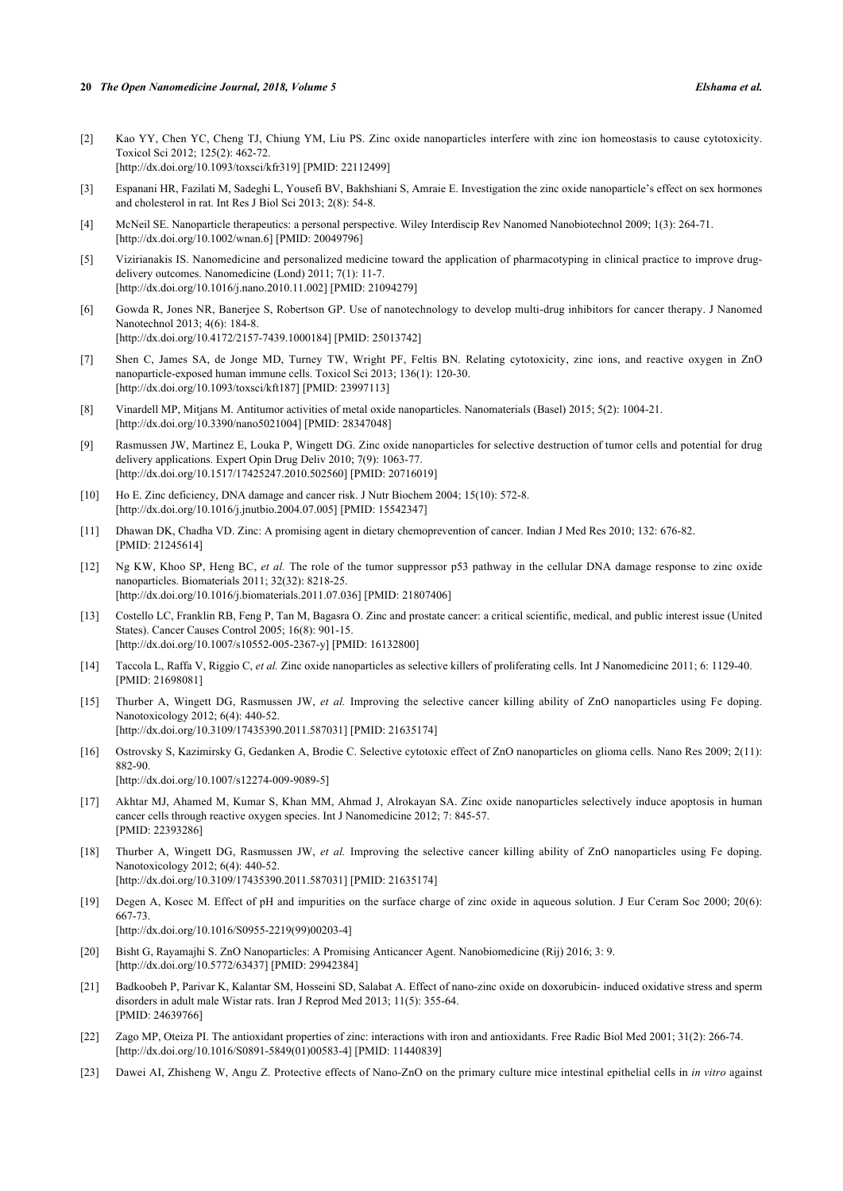[2] Kao YY, Chen YC, Cheng TJ, Chiung YM, Liu PS. Zinc oxide nanoparticles interfere with zinc ion homeostasis to cause cytotoxicity. Toxicol Sci 2012; 125(2): 462-72.
[http://dx.doi.org/10.1093/toxsci/kfr319] [PMID: 22112499]

[3] Espanani HR, Fazilati M, Sadeghi L, Yousefi BV, Bakhshiani S, Amraie E. Investigation the zinc oxide nanoparticle's effect on sex hormones and cholesterol in rat. Int Res J Biol Sci 2013; 2(8): 54-8.

[4] McNeil SE. Nanoparticle therapeutics: a personal perspective. Wiley Interdiscip Rev Nanomed Nanobiotechnol 2009; 1(3): 264-71.
[http://dx.doi.org/10.1002/wnan.6] [PMID: 20049796]

[5] Vizirianakis IS. Nanomedicine and personalized medicine toward the application of pharmacotyping in clinical practice to improve drug-delivery outcomes. Nanomedicine (Lond) 2011; 7(1): 11-7.
[http://dx.doi.org/10.1016/j.nano.2010.11.002] [PMID: 21094279]

[6] Gowda R, Jones NR, Banerjee S, Robertson GP. Use of nanotechnology to develop multi-drug inhibitors for cancer therapy. J Nanomed Nanotechnol 2013; 4(6): 184-8.
[http://dx.doi.org/10.4172/2157-7439.1000184] [PMID: 25013742]

[7] Shen C, James SA, de Jonge MD, Turney TW, Wright PF, Feltis BN. Relating cytotoxicity, zinc ions, and reactive oxygen in ZnO nanoparticle-exposed human immune cells. Toxicol Sci 2013; 136(1): 120-30.
[http://dx.doi.org/10.1093/toxsci/kft187] [PMID: 23997113]

[8] Vinardell MP, Mitjans M. Antitumor activities of metal oxide nanoparticles. Nanomaterials (Basel) 2015; 5(2): 1004-21.
[http://dx.doi.org/10.3390/nano5021004] [PMID: 28347048]

[9] Rasmussen JW, Martinez E, Louka P, Wingett DG. Zinc oxide nanoparticles for selective destruction of tumor cells and potential for drug delivery applications. Expert Opin Drug Deliv 2010; 7(9): 1063-77.
[http://dx.doi.org/10.1517/17425247.2010.502560] [PMID: 20716019]

[10] Ho E. Zinc deficiency, DNA damage and cancer risk. J Nutr Biochem 2004; 15(10): 572-8.
[http://dx.doi.org/10.1016/j.jnutbio.2004.07.005] [PMID: 15542347]

[11] Dhawan DK, Chadha VD. Zinc: A promising agent in dietary chemoprevention of cancer. Indian J Med Res 2010; 132: 676-82.
[PMID: 21245614]

[12] Ng KW, Khoo SP, Heng BC, *et al.* The role of the tumor suppressor p53 pathway in the cellular DNA damage response to zinc oxide nanoparticles. Biomaterials 2011; 32(32): 8218-25.
[http://dx.doi.org/10.1016/j.biomaterials.2011.07.036] [PMID: 21807406]

[13] Costello LC, Franklin RB, Feng P, Tan M, Bagasra O. Zinc and prostate cancer: a critical scientific, medical, and public interest issue (United States). Cancer Causes Control 2005; 16(8): 901-15.
[http://dx.doi.org/10.1007/s10552-005-2367-y] [PMID: 16132800]

[14] Taccola L, Raffa V, Riggio C, *et al.* Zinc oxide nanoparticles as selective killers of proliferating cells. Int J Nanomedicine 2011; 6: 1129-40.
[PMID: 21698081]

[15] Thurber A, Wingett DG, Rasmussen JW, *et al.* Improving the selective cancer killing ability of ZnO nanoparticles using Fe doping. Nanotoxicology 2012; 6(4): 440-52.
[http://dx.doi.org/10.3109/17435390.2011.587031] [PMID: 21635174]

[16] Ostrovsky S, Kazimirsky G, Gedanken A, Brodie C. Selective cytotoxic effect of ZnO nanoparticles on glioma cells. Nano Res 2009; 2(11): 882-90.
[http://dx.doi.org/10.1007/s12274-009-9089-5]

[17] Akhtar MJ, Ahamed M, Kumar S, Khan MM, Ahmad J, Alrokayan SA. Zinc oxide nanoparticles selectively induce apoptosis in human cancer cells through reactive oxygen species. Int J Nanomedicine 2012; 7: 845-57.
[PMID: 22393286]

[18] Thurber A, Wingett DG, Rasmussen JW, *et al.* Improving the selective cancer killing ability of ZnO nanoparticles using Fe doping. Nanotoxicology 2012; 6(4): 440-52.
[http://dx.doi.org/10.3109/17435390.2011.587031] [PMID: 21635174]

[19] Degen A, Kosec M. Effect of pH and impurities on the surface charge of zinc oxide in aqueous solution. J Eur Ceram Soc 2000; 20(6): 667-73.
[http://dx.doi.org/10.1016/S0955-2219(99)00203-4]

[20] Bisht G, Rayamajhi S. ZnO Nanoparticles: A Promising Anticancer Agent. Nanobiomedicine (Rij) 2016; 3: 9.
[http://dx.doi.org/10.5772/63437] [PMID: 29942384]

[21] Badkoobeh P, Parivar K, Kalantar SM, Hosseini SD, Salabat A. Effect of nano-zinc oxide on doxorubicin- induced oxidative stress and sperm disorders in adult male Wistar rats. Iran J Reprod Med 2013; 11(5): 355-64.
[PMID: 24639766]

[22] Zago MP, Oteiza PI. The antioxidant properties of zinc: interactions with iron and antioxidants. Free Radic Biol Med 2001; 31(2): 266-74.
[http://dx.doi.org/10.1016/S0891-5849(01)00583-4] [PMID: 11440839]

[23] Dawei AI, Zhisheng W, Angu Z. Protective effects of Nano-ZnO on the primary culture mice intestinal epithelial cells in *in vitro* against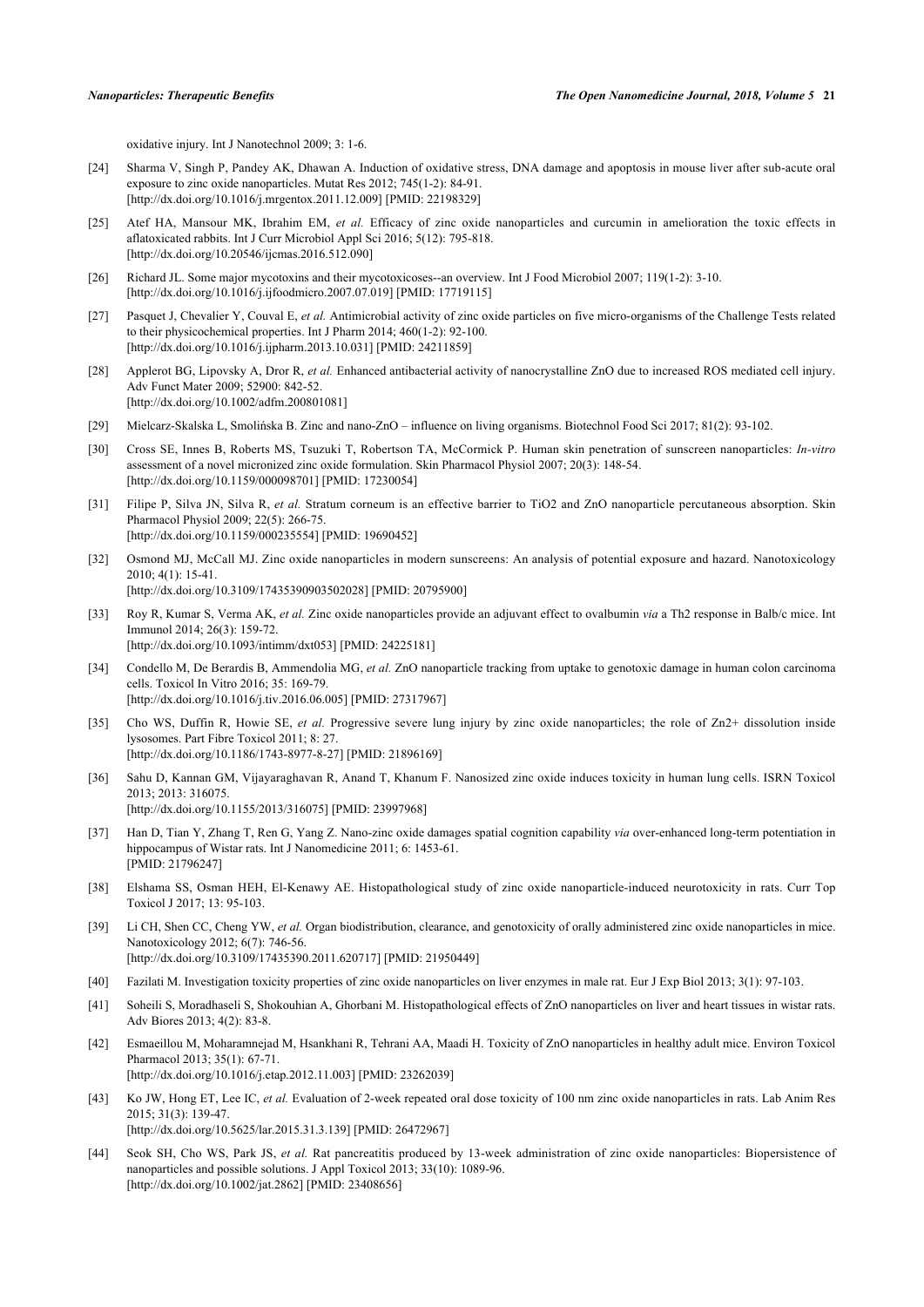oxidative injury. Int J Nanotechnol 2009; 3: 1-6.

[24] Sharma V, Singh P, Pandey AK, Dhawan A. Induction of oxidative stress, DNA damage and apoptosis in mouse liver after sub-acute oral exposure to zinc oxide nanoparticles. Mutat Res 2012; 745(1-2): 84-91. [http://dx.doi.org/10.1016/j.mrgentox.2011.12.009] [PMID: 22198329]

[25] Atef HA, Mansour MK, Ibrahim EM, *et al.* Efficacy of zinc oxide nanoparticles and curcumin in amelioration the toxic effects in aflatoxicated rabbits. Int J Curr Microbiol Appl Sci 2016; 5(12): 795-818. [http://dx.doi.org/10.20546/ijcmas.2016.512.090]

[26] Richard JL. Some major mycotoxins and their mycotoxicoses--an overview. Int J Food Microbiol 2007; 119(1-2): 3-10. [http://dx.doi.org/10.1016/j.ijfoodmicro.2007.07.019] [PMID: 17719115]

[27] Pasquet J, Chevalier Y, Couval E, *et al.* Antimicrobial activity of zinc oxide particles on five micro-organisms of the Challenge Tests related to their physicochemical properties. Int J Pharm 2014; 460(1-2): 92-100. [http://dx.doi.org/10.1016/j.ijpharm.2013.10.031] [PMID: 24211859]

[28] Applerot BG, Lipovsky A, Dror R, *et al.* Enhanced antibacterial activity of nanocrystalline ZnO due to increased ROS mediated cell injury. Adv Funct Mater 2009; 52900: 842-52. [http://dx.doi.org/10.1002/adfm.200801081]

[29] Mielcarz-Skalska L, Smolińska B. Zinc and nano-ZnO – influence on living organisms. Biotechnol Food Sci 2017; 81(2): 93-102.

[30] Cross SE, Innes B, Roberts MS, Tsuzuki T, Robertson TA, McCormick P. Human skin penetration of sunscreen nanoparticles: *In-vitro* assessment of a novel micronized zinc oxide formulation. Skin Pharmacol Physiol 2007; 20(3): 148-54. [http://dx.doi.org/10.1159/000098701] [PMID: 17230054]

[31] Filipe P, Silva JN, Silva R, *et al.* Stratum corneum is an effective barrier to TiO2 and ZnO nanoparticle percutaneous absorption. Skin Pharmacol Physiol 2009; 22(5): 266-75. [http://dx.doi.org/10.1159/000235554] [PMID: 19690452]

[32] Osmond MJ, McCall MJ. Zinc oxide nanoparticles in modern sunscreens: An analysis of potential exposure and hazard. Nanotoxicology 2010; 4(1): 15-41. [http://dx.doi.org/10.3109/17435390903502028] [PMID: 20795900]

[33] Roy R, Kumar S, Verma AK, *et al.* Zinc oxide nanoparticles provide an adjuvant effect to ovalbumin *via* a Th2 response in Balb/c mice. Int Immunol 2014; 26(3): 159-72. [http://dx.doi.org/10.1093/intimm/dxt053] [PMID: 24225181]

[34] Condello M, De Berardis B, Ammendolia MG, *et al.* ZnO nanoparticle tracking from uptake to genotoxic damage in human colon carcinoma cells. Toxicol In Vitro 2016; 35: 169-79. [http://dx.doi.org/10.1016/j.tiv.2016.06.005] [PMID: 27317967]

[35] Cho WS, Duffin R, Howie SE, *et al.* Progressive severe lung injury by zinc oxide nanoparticles; the role of Zn2+ dissolution inside lysosomes. Part Fibre Toxicol 2011; 8: 27. [http://dx.doi.org/10.1186/1743-8977-8-27] [PMID: 21896169]

[36] Sahu D, Kannan GM, Vijayaraghavan R, Anand T, Khanum F. Nanosized zinc oxide induces toxicity in human lung cells. ISRN Toxicol 2013; 2013: 316075. [http://dx.doi.org/10.1155/2013/316075] [PMID: 23997968]

[37] Han D, Tian Y, Zhang T, Ren G, Yang Z. Nano-zinc oxide damages spatial cognition capability *via* over-enhanced long-term potentiation in hippocampus of Wistar rats. Int J Nanomedicine 2011; 6: 1453-61. [PMID: 21796247]

[38] Elshama SS, Osman HEH, El-Kenawy AE. Histopathological study of zinc oxide nanoparticle-induced neurotoxicity in rats. Curr Top Toxicol J 2017; 13: 95-103.

[39] Li CH, Shen CC, Cheng YW, *et al.* Organ biodistribution, clearance, and genotoxicity of orally administered zinc oxide nanoparticles in mice. Nanotoxicology 2012; 6(7): 746-56. [http://dx.doi.org/10.3109/17435390.2011.620717] [PMID: 21950449]

[40] Fazilati M. Investigation toxicity properties of zinc oxide nanoparticles on liver enzymes in male rat. Eur J Exp Biol 2013; 3(1): 97-103.

[41] Soheili S, Moradhaseli S, Shokouhian A, Ghorbani M. Histopathological effects of ZnO nanoparticles on liver and heart tissues in wistar rats. Adv Biores 2013; 4(2): 83-8.

[42] Esmaeillou M, Moharamnejad M, Hsankhani R, Tehrani AA, Maadi H. Toxicity of ZnO nanoparticles in healthy adult mice. Environ Toxicol Pharmacol 2013; 35(1): 67-71. [http://dx.doi.org/10.1016/j.etap.2012.11.003] [PMID: 23262039]

[43] Ko JW, Hong ET, Lee IC, *et al.* Evaluation of 2-week repeated oral dose toxicity of 100 nm zinc oxide nanoparticles in rats. Lab Anim Res 2015; 31(3): 139-47. [http://dx.doi.org/10.5625/lar.2015.31.3.139] [PMID: 26472967]

[44] Seok SH, Cho WS, Park JS, *et al.* Rat pancreatitis produced by 13-week administration of zinc oxide nanoparticles: Biopersistence of nanoparticles and possible solutions. J Appl Toxicol 2013; 33(10): 1089-96. [http://dx.doi.org/10.1002/jat.2862] [PMID: 23408656]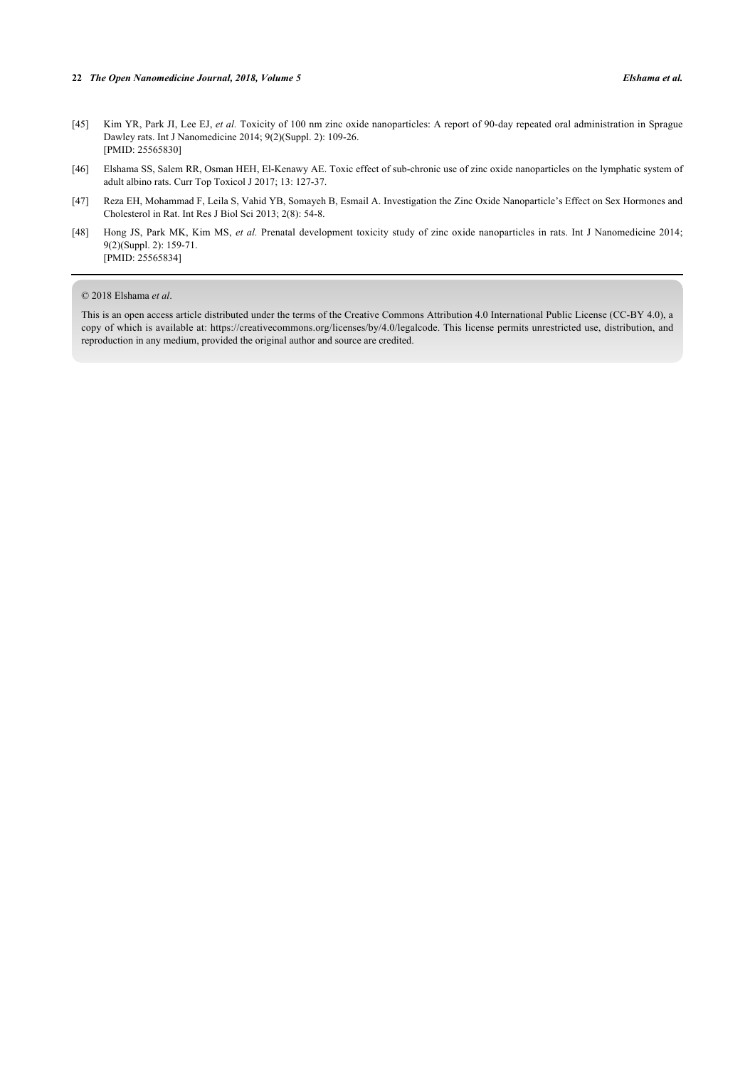[45] Kim YR, Park JI, Lee EJ, *et al.* Toxicity of 100 nm zinc oxide nanoparticles: A report of 90-day repeated oral administration in Sprague Dawley rats. Int J Nanomedicine 2014; 9(2)(Suppl. 2): 109-26. [PMID: 25565830]

[46] Elshama SS, Salem RR, Osman HEH, El-Kenawy AE. Toxic effect of sub-chronic use of zinc oxide nanoparticles on the lymphatic system of adult albino rats. Curr Top Toxicol J 2017; 13: 127-37.

[47] Reza EH, Mohammad F, Leila S, Vahid YB, Somayeh B, Esmail A. Investigation the Zinc Oxide Nanoparticle's Effect on Sex Hormones and Cholesterol in Rat. Int Res J Biol Sci 2013; 2(8): 54-8.

[48] Hong JS, Park MK, Kim MS, *et al.* Prenatal development toxicity study of zinc oxide nanoparticles in rats. Int J Nanomedicine 2014; 9(2)(Suppl. 2): 159-71. [PMID: 25565834]

---

© 2018 Elshama *et al*.

This is an open access article distributed under the terms of the Creative Commons Attribution 4.0 International Public License (CC-BY 4.0), a copy of which is available at: https://creativecommons.org/licenses/by/4.0/legalcode. This license permits unrestricted use, distribution, and reproduction in any medium, provided the original author and source are credited.